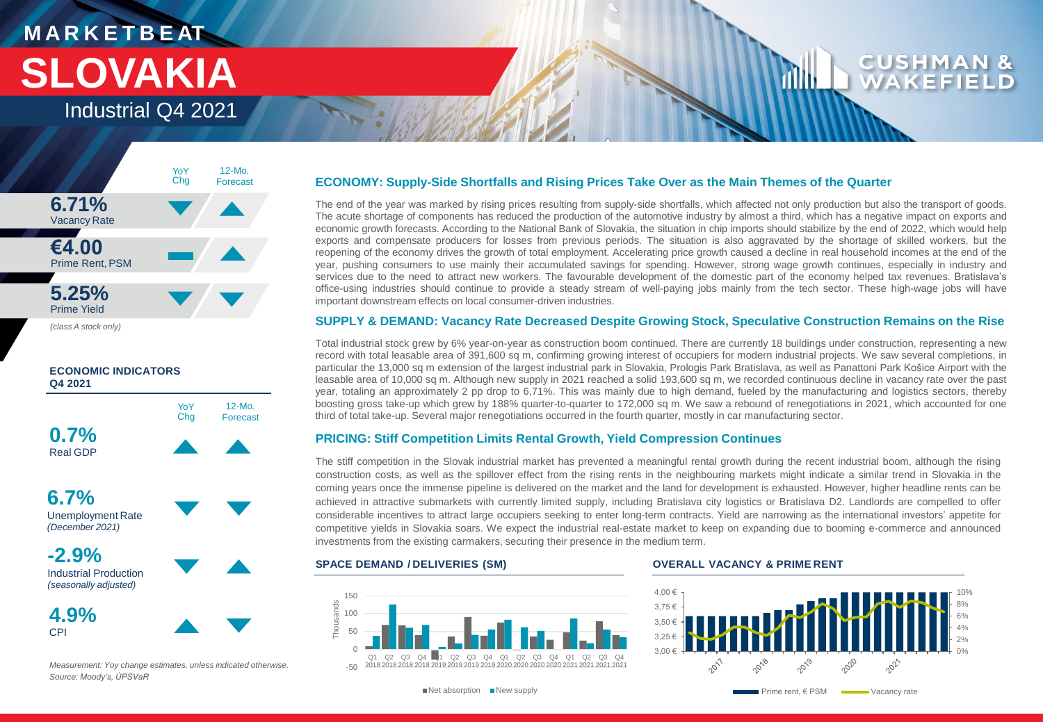# MARKETBEAT

# SLOVAKIA

## Industrial Q4 2021

| | YoY Chg | 12-Mo. Forecast |
|---|---|---|
| **6.71%** Vacancy Rate | ▼ | ▲ |
| **€4.00** Prime Rent, PSM | ▬ | ▲ |
| **5.25%** Prime Yield | ▼ | ▼ |

*(class A stock only)*

### ECONOMIC INDICATORS Q4 2021

| | YoY Chg | 12-Mo. Forecast |
|---|---|---|
| **0.7%** Real GDP | ▲ | ▲ |
| **6.7%** Unemployment Rate *(December 2021)* | ▼ | ▼ |
| **-2.9%** Industrial Production *(seasonally adjusted)* | ▼ | ▲ |
| **4.9%** CPI | ▲ | ▼ |

*Measurement: Yoy change estimates, unless indicated otherwise.*
*Source: Moody's, ÚPSVaR*

### ECONOMY: Supply-Side Shortfalls and Rising Prices Take Over as the Main Themes of the Quarter

The end of the year was marked by rising prices resulting from supply-side shortfalls, which affected not only production but also the transport of goods. The acute shortage of components has reduced the production of the automotive industry by almost a third, which has a negative impact on exports and economic growth forecasts. According to the National Bank of Slovakia, the situation in chip imports should stabilize by the end of 2022, which would help exports and compensate producers for losses from previous periods. The situation is also aggravated by the shortage of skilled workers, but the reopening of the economy drives the growth of total employment. Accelerating price growth caused a decline in real household incomes at the end of the year, pushing consumers to use mainly their accumulated savings for spending. However, strong wage growth continues, especially in industry and services due to the need to attract new workers. The favourable development of the domestic part of the economy helped tax revenues. Bratislava's office-using industries should continue to provide a steady stream of well-paying jobs mainly from the tech sector. These high-wage jobs will have important downstream effects on local consumer-driven industries.

### SUPPLY & DEMAND: Vacancy Rate Decreased Despite Growing Stock, Speculative Construction Remains on the Rise

Total industrial stock grew by 6% year-on-year as construction boom continued. There are currently 18 buildings under construction, representing a new record with total leasable area of 391,600 sq m, confirming growing interest of occupiers for modern industrial projects. We saw several completions, in particular the 13,000 sq m extension of the largest industrial park in Slovakia, Prologis Park Bratislava, as well as Panattoni Park Košice Airport with the leasable area of 10,000 sq m. Although new supply in 2021 reached a solid 193,600 sq m, we recorded continuous decline in vacancy rate over the past year, totaling an approximately 2 pp drop to 6,71%. This was mainly due to high demand, fueled by the manufacturing and logistics sectors, thereby boosting gross take-up which grew by 188% quarter-to-quarter to 172,000 sq m. We saw a rebound of renegotiations in 2021, which accounted for one third of total take-up. Several major renegotiations occurred in the fourth quarter, mostly in car manufacturing sector.

### PRICING: Stiff Competition Limits Rental Growth, Yield Compression Continues

The stiff competition in the Slovak industrial market has prevented a meaningful rental growth during the recent industrial boom, although the rising construction costs, as well as the spillover effect from the rising rents in the neighbouring markets might indicate a similar trend in Slovakia in the coming years once the immense pipeline is delivered on the market and the land for development is exhausted. However, higher headline rents can be achieved in attractive submarkets with currently limited supply, including Bratislava city logistics or Bratislava D2. Landlords are compelled to offer considerable incentives to attract large occupiers seeking to enter long-term contracts. Yield are narrowing as the international investors' appetite for competitive yields in Slovakia soars. We expect the industrial real-estate market to keep on expanding due to booming e-commerce and announced investments from the existing carmakers, securing their presence in the medium term.

### SPACE DEMAND / DELIVERIES (SM)

Net absorption / New supply (Thousands), Q1 2018 – Q4 2021

### OVERALL VACANCY & PRIME RENT

Prime rent, € PSM / Vacancy rate, 2017 – 2021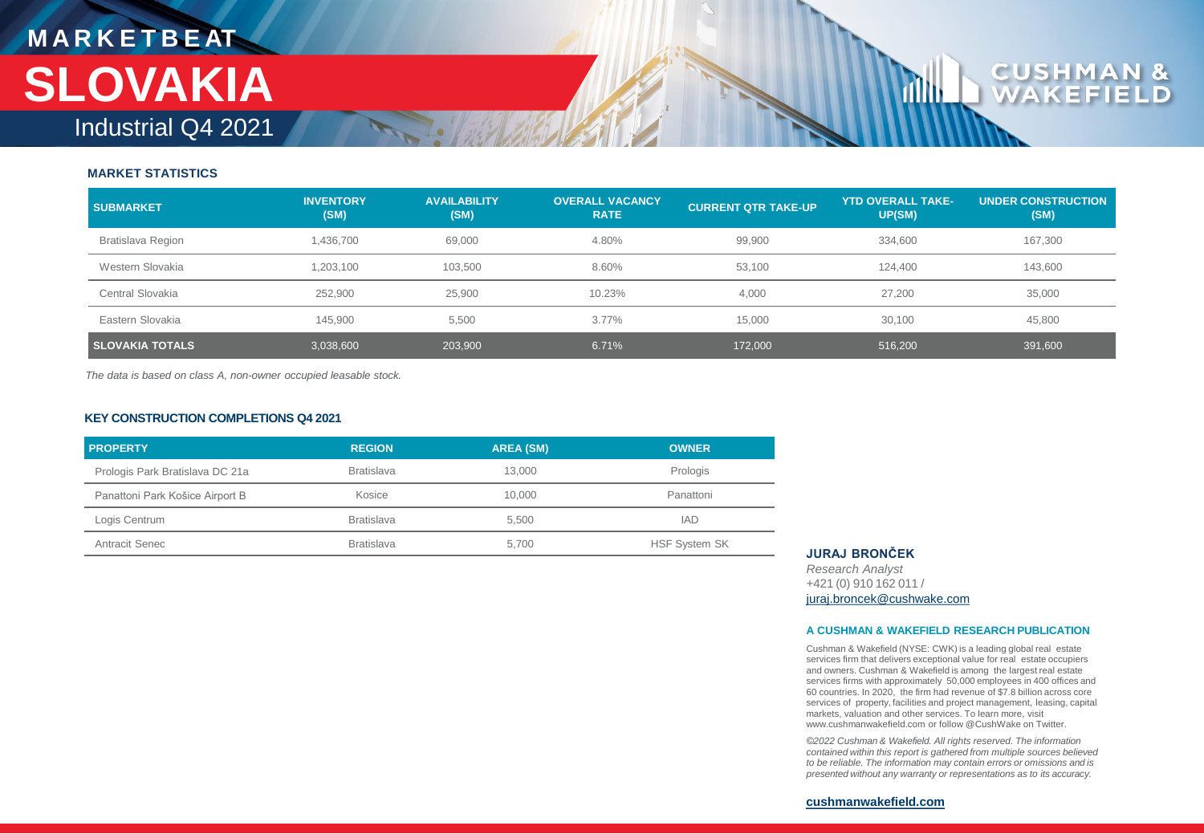# MARKETBEAT

# SLOVAKIA

## Industrial Q4 2021

### MARKET STATISTICS

| SUBMARKET | INVENTORY (SM) | AVAILABILITY (SM) | OVERALL VACANCY RATE | CURRENT QTR TAKE-UP | YTD OVERALL TAKE-UP(SM) | UNDER CONSTRUCTION (SM) |
|---|---|---|---|---|---|---|
| Bratislava Region | 1,436,700 | 69,000 | 4.80% | 99,900 | 334,600 | 167,300 |
| Western Slovakia | 1,203,100 | 103,500 | 8.60% | 53,100 | 124,400 | 143,600 |
| Central Slovakia | 252,900 | 25,900 | 10.23% | 4,000 | 27,200 | 35,000 |
| Eastern Slovakia | 145,900 | 5,500 | 3.77% | 15,000 | 30,100 | 45,800 |
| **SLOVAKIA TOTALS** | 3,038,600 | 203,900 | 6.71% | 172,000 | 516,200 | 391,600 |

*The data is based on class A, non-owner occupied leasable stock.*

### KEY CONSTRUCTION COMPLETIONS Q4 2021

| PROPERTY | REGION | AREA (SM) | OWNER |
|---|---|---|---|
| Prologis Park Bratislava DC 21a | Bratislava | 13,000 | Prologis |
| Panattoni Park Košice Airport B | Kosice | 10,000 | Panattoni |
| Logis Centrum | Bratislava | 5,500 | IAD |
| Antracit Senec | Bratislava | 5,700 | HSF System SK |

**JURAJ BRONČEK**
*Research Analyst*
+421 (0) 910 162 011 /
juraj.broncek@cushwake.com

**A CUSHMAN & WAKEFIELD RESEARCH PUBLICATION**

Cushman & Wakefield (NYSE: CWK) is a leading global real estate services firm that delivers exceptional value for real estate occupiers and owners. Cushman & Wakefield is among the largest real estate services firms with approximately 50,000 employees in 400 offices and 60 countries. In 2020, the firm had revenue of $7.8 billion across core services of property, facilities and project management, leasing, capital markets, valuation and other services. To learn more, visit www.cushmanwakefield.com or follow @CushWake on Twitter.

*©2022 Cushman & Wakefield. All rights reserved. The information contained within this report is gathered from multiple sources believed to be reliable. The information may contain errors or omissions and is presented without any warranty or representations as to its accuracy.*

**cushmanwakefield.com**